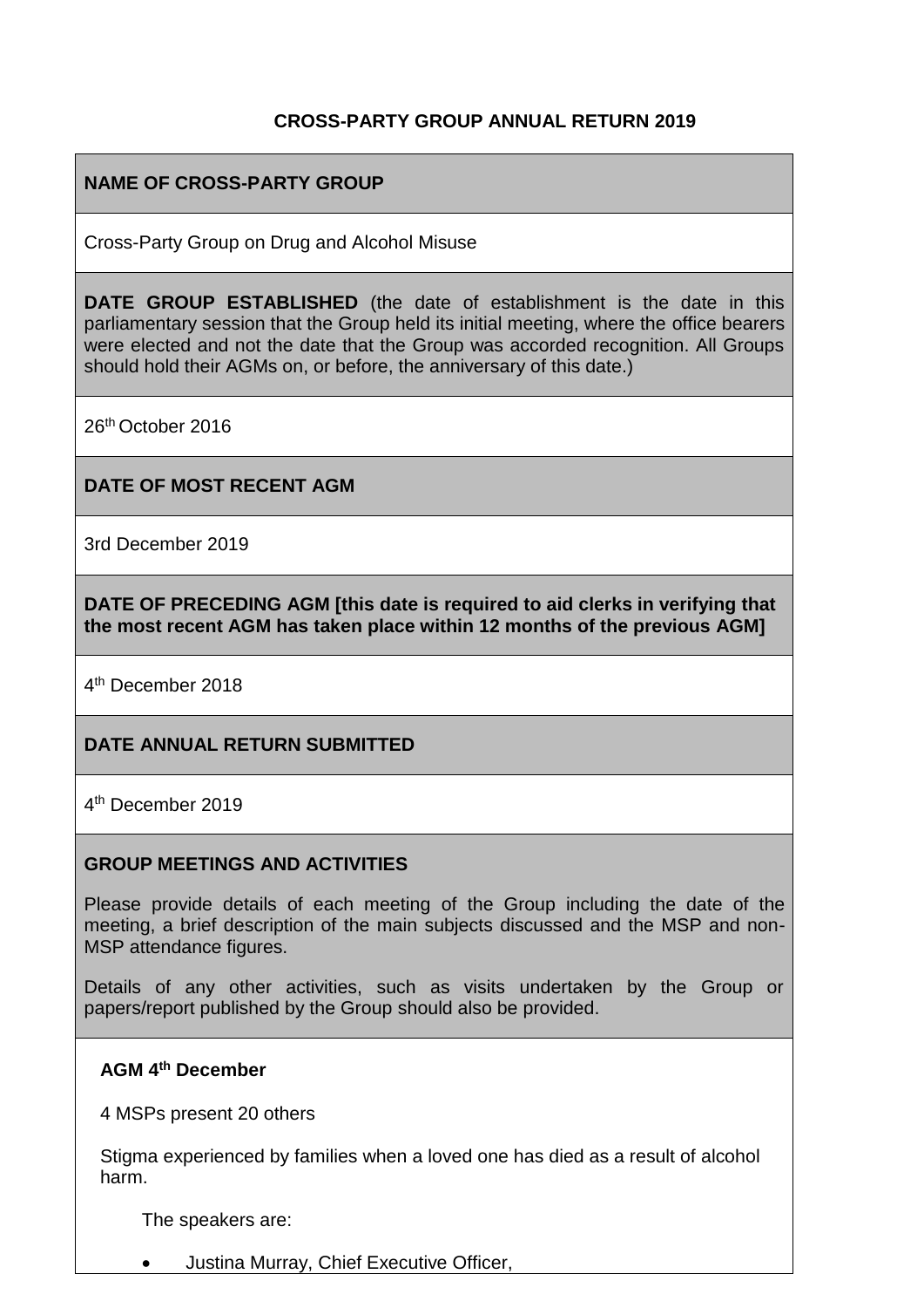**CROSS-PARTY GROUP ANNUAL RETURN 2019**

**NAME OF CROSS-PARTY GROUP**

Cross-Party Group on Drug and Alcohol Misuse

**DATE GROUP ESTABLISHED** (the date of establishment is the date in this parliamentary session that the Group held its initial meeting, where the office bearers were elected and not the date that the Group was accorded recognition. All Groups should hold their AGMs on, or before, the anniversary of this date.)

26th October 2016

**DATE OF MOST RECENT AGM**

3rd December 2019

**DATE OF PRECEDING AGM [this date is required to aid clerks in verifying that the most recent AGM has taken place within 12 months of the previous AGM]**

4th December 2018

**DATE ANNUAL RETURN SUBMITTED**

4th December 2019

**GROUP MEETINGS AND ACTIVITIES**

Please provide details of each meeting of the Group including the date of the meeting, a brief description of the main subjects discussed and the MSP and non-MSP attendance figures.

Details of any other activities, such as visits undertaken by the Group or papers/report published by the Group should also be provided.

**AGM 4th December**

4 MSPs present 20 others

Stigma experienced by families when a loved one has died as a result of alcohol harm.

The speakers are:

- Justina Murray, Chief Executive Officer,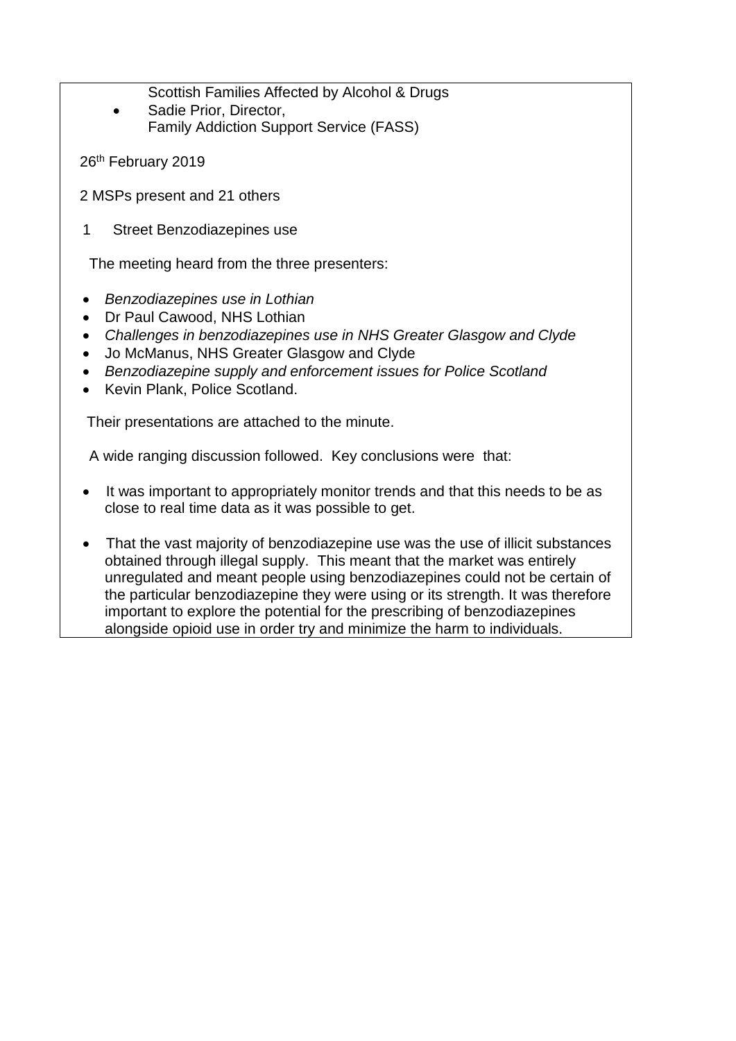Scottish Families Affected by Alcohol & Drugs

- Sadie Prior, Director, Family Addiction Support Service (FASS)

26th February 2019

2 MSPs present and 21 others

1 Street Benzodiazepines use

The meeting heard from the three presenters:

- *Benzodiazepines use in Lothian*
- Dr Paul Cawood, NHS Lothian
- *Challenges in benzodiazepines use in NHS Greater Glasgow and Clyde*
- Jo McManus, NHS Greater Glasgow and Clyde
- *Benzodiazepine supply and enforcement issues for Police Scotland*
- Kevin Plank, Police Scotland.

Their presentations are attached to the minute.

A wide ranging discussion followed. Key conclusions were that:

- It was important to appropriately monitor trends and that this needs to be as close to real time data as it was possible to get.
- That the vast majority of benzodiazepine use was the use of illicit substances obtained through illegal supply. This meant that the market was entirely unregulated and meant people using benzodiazepines could not be certain of the particular benzodiazepine they were using or its strength. It was therefore important to explore the potential for the prescribing of benzodiazepines alongside opioid use in order try and minimize the harm to individuals.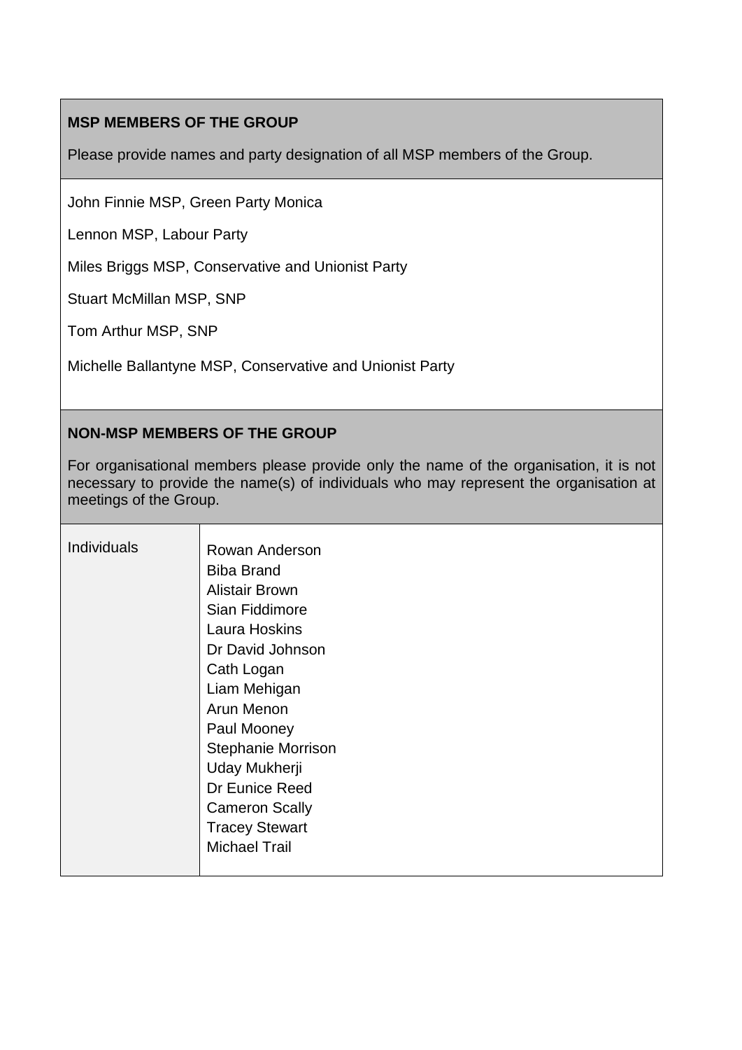| **MSP MEMBERS OF THE GROUP**<br><br>Please provide names and party designation of all MSP members of the Group. |
|---|
| John Finnie MSP, Green Party Monica<br><br>Lennon MSP, Labour Party<br><br>Miles Briggs MSP, Conservative and Unionist Party<br><br>Stuart McMillan MSP, SNP<br><br>Tom Arthur MSP, SNP<br><br>Michelle Ballantyne MSP, Conservative and Unionist Party |

| **NON-MSP MEMBERS OF THE GROUP**<br><br>For organisational members please provide only the name of the organisation, it is not necessary to provide the name(s) of individuals who may represent the organisation at meetings of the Group. | |
|---|---|
| Individuals | Rowan Anderson<br>Biba Brand<br>Alistair Brown<br>Sian Fiddimore<br>Laura Hoskins<br>Dr David Johnson<br>Cath Logan<br>Liam Mehigan<br>Arun Menon<br>Paul Mooney<br>Stephanie Morrison<br>Uday Mukherji<br>Dr Eunice Reed<br>Cameron Scally<br>Tracey Stewart<br>Michael Trail |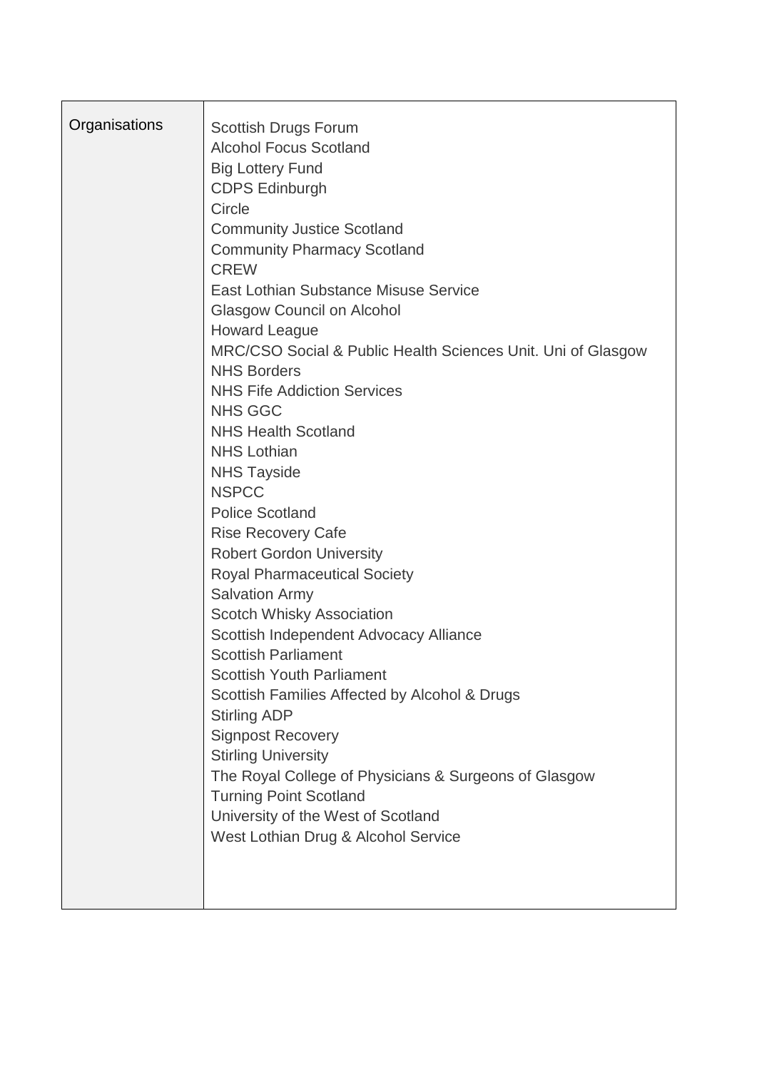| Organisations | Scottish Drugs Forum<br>Alcohol Focus Scotland<br>Big Lottery Fund<br>CDPS Edinburgh<br>Circle<br>Community Justice Scotland<br>Community Pharmacy Scotland<br>CREW<br>East Lothian Substance Misuse Service<br>Glasgow Council on Alcohol<br>Howard League<br>MRC/CSO Social & Public Health Sciences Unit. Uni of Glasgow<br>NHS Borders<br>NHS Fife Addiction Services<br>NHS GGC<br>NHS Health Scotland<br>NHS Lothian<br>NHS Tayside<br>NSPCC<br>Police Scotland<br>Rise Recovery Cafe<br>Robert Gordon University<br>Royal Pharmaceutical Society<br>Salvation Army<br>Scotch Whisky Association<br>Scottish Independent Advocacy Alliance<br>Scottish Parliament<br>Scottish Youth Parliament<br>Scottish Families Affected by Alcohol & Drugs<br>Stirling ADP<br>Signpost Recovery<br>Stirling University<br>The Royal College of Physicians & Surgeons of Glasgow<br>Turning Point Scotland<br>University of the West of Scotland<br>West Lothian Drug & Alcohol Service |
|---|---|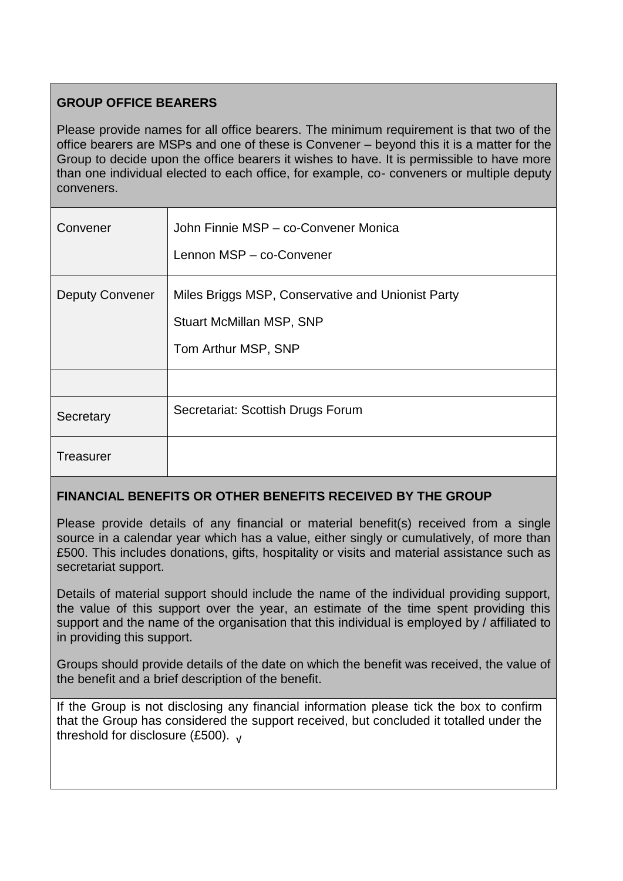## GROUP OFFICE BEARERS

Please provide names for all office bearers. The minimum requirement is that two of the office bearers are MSPs and one of these is Convener – beyond this it is a matter for the Group to decide upon the office bearers it wishes to have. It is permissible to have more than one individual elected to each office, for example, co- conveners or multiple deputy conveners.

| | |
|---|---|
| Convener | John Finnie MSP – co-Convener Monica<br><br>Lennon MSP – co-Convener |
| Deputy Convener | Miles Briggs MSP, Conservative and Unionist Party<br><br>Stuart McMillan MSP, SNP<br><br>Tom Arthur MSP, SNP |
| | |
| Secretary | Secretariat: Scottish Drugs Forum |
| Treasurer | |

## FINANCIAL BENEFITS OR OTHER BENEFITS RECEIVED BY THE GROUP

Please provide details of any financial or material benefit(s) received from a single source in a calendar year which has a value, either singly or cumulatively, of more than £500. This includes donations, gifts, hospitality or visits and material assistance such as secretariat support.

Details of material support should include the name of the individual providing support, the value of this support over the year, an estimate of the time spent providing this support and the name of the organisation that this individual is employed by / affiliated to in providing this support.

Groups should provide details of the date on which the benefit was received, the value of the benefit and a brief description of the benefit.

If the Group is not disclosing any financial information please tick the box to confirm that the Group has considered the support received, but concluded it totalled under the threshold for disclosure (£500). √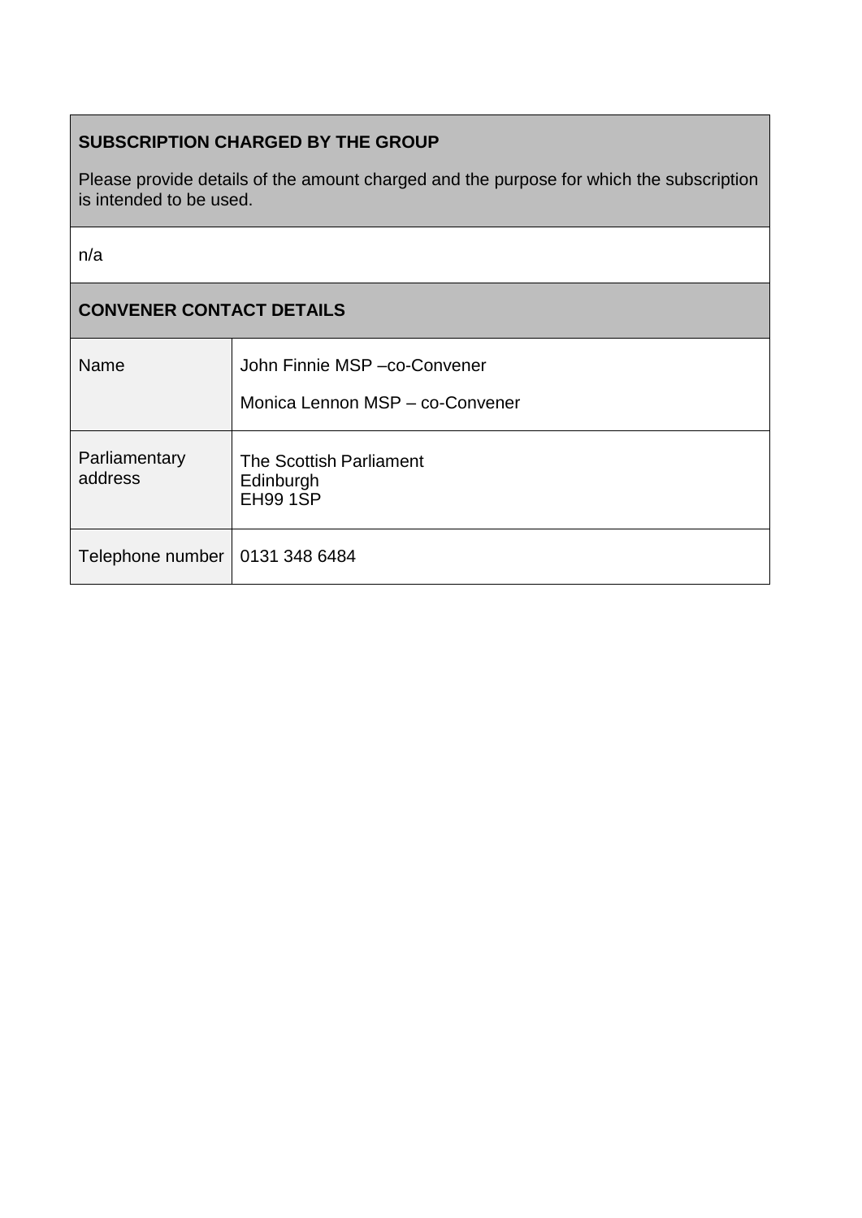| SUBSCRIPTION CHARGED BY THE GROUP |
|---|
| Please provide details of the amount charged and the purpose for which the subscription is intended to be used. |
| n/a |

| CONVENER CONTACT DETAILS | |
|---|---|
| Name | John Finnie MSP –co-Convener<br><br>Monica Lennon MSP – co-Convener |
| Parliamentary address | The Scottish Parliament<br>Edinburgh<br>EH99 1SP |
| Telephone number | 0131 348 6484 |